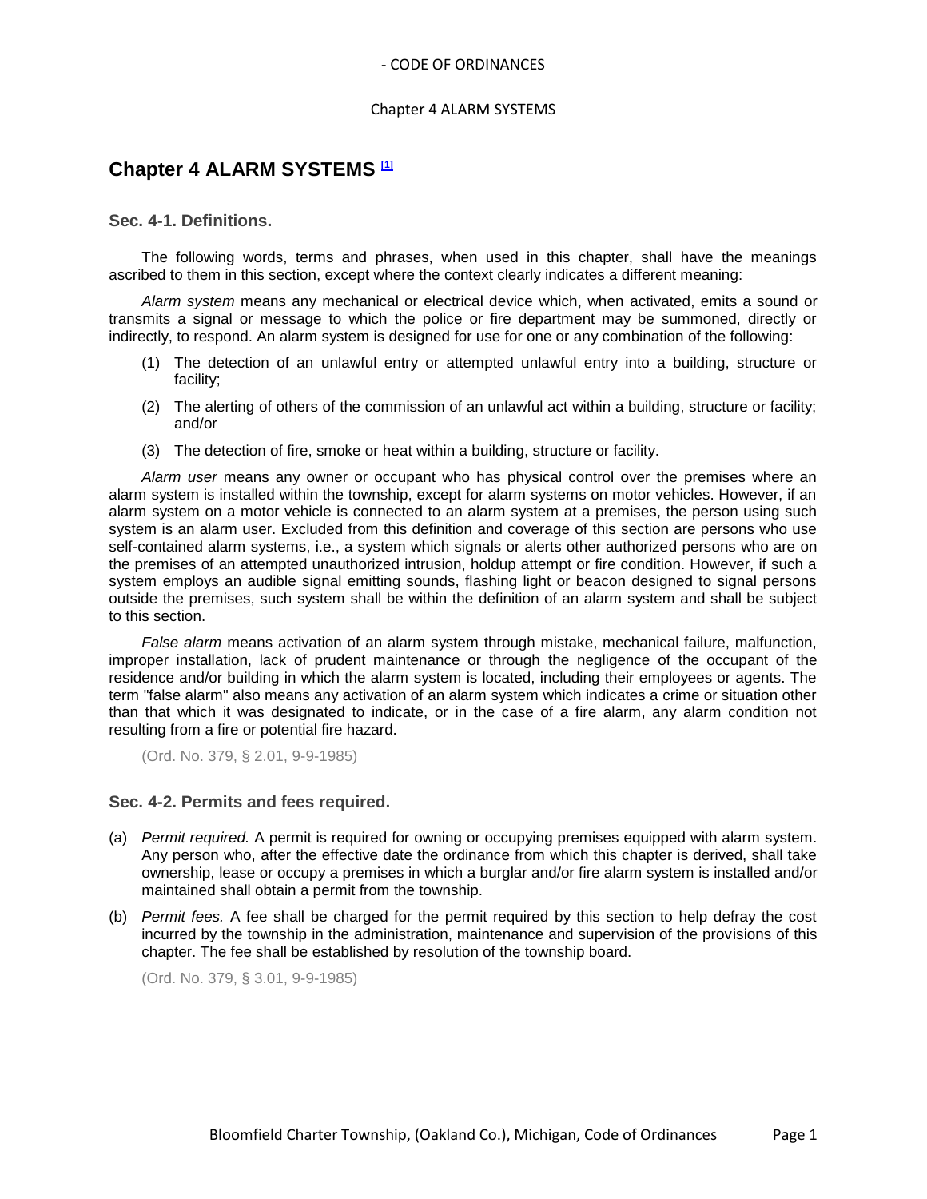# Chapter 4 ALARM SYSTEMS [1]

## Sec. 4-1. Definitions.

The following words, terms and phrases, when used in this chapter, shall have the meanings ascribed to them in this section, except where the context clearly indicates a different meaning:

*Alarm system* means any mechanical or electrical device which, when activated, emits a sound or transmits a signal or message to which the police or fire department may be summoned, directly or indirectly, to respond. An alarm system is designed for use for one or any combination of the following:

(1) The detection of an unlawful entry or attempted unlawful entry into a building, structure or facility;

(2) The alerting of others of the commission of an unlawful act within a building, structure or facility; and/or

(3) The detection of fire, smoke or heat within a building, structure or facility.

*Alarm user* means any owner or occupant who has physical control over the premises where an alarm system is installed within the township, except for alarm systems on motor vehicles. However, if an alarm system on a motor vehicle is connected to an alarm system at a premises, the person using such system is an alarm user. Excluded from this definition and coverage of this section are persons who use self-contained alarm systems, i.e., a system which signals or alerts other authorized persons who are on the premises of an attempted unauthorized intrusion, holdup attempt or fire condition. However, if such a system employs an audible signal emitting sounds, flashing light or beacon designed to signal persons outside the premises, such system shall be within the definition of an alarm system and shall be subject to this section.

*False alarm* means activation of an alarm system through mistake, mechanical failure, malfunction, improper installation, lack of prudent maintenance or through the negligence of the occupant of the residence and/or building in which the alarm system is located, including their employees or agents. The term "false alarm" also means any activation of an alarm system which indicates a crime or situation other than that which it was designated to indicate, or in the case of a fire alarm, any alarm condition not resulting from a fire or potential fire hazard.

(Ord. No. 379, § 2.01, 9-9-1985)

## Sec. 4-2. Permits and fees required.

(a) *Permit required.* A permit is required for owning or occupying premises equipped with alarm system. Any person who, after the effective date the ordinance from which this chapter is derived, shall take ownership, lease or occupy a premises in which a burglar and/or fire alarm system is installed and/or maintained shall obtain a permit from the township.

(b) *Permit fees.* A fee shall be charged for the permit required by this section to help defray the cost incurred by the township in the administration, maintenance and supervision of the provisions of this chapter. The fee shall be established by resolution of the township board.

(Ord. No. 379, § 3.01, 9-9-1985)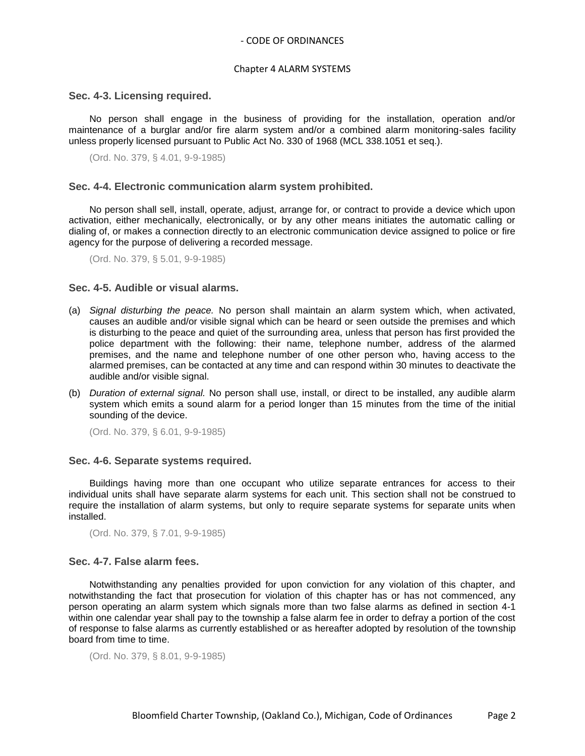### Sec. 4-3. Licensing required.

No person shall engage in the business of providing for the installation, operation and/or maintenance of a burglar and/or fire alarm system and/or a combined alarm monitoring-sales facility unless properly licensed pursuant to Public Act No. 330 of 1968 (MCL 338.1051 et seq.).

(Ord. No. 379, § 4.01, 9-9-1985)

### Sec. 4-4. Electronic communication alarm system prohibited.

No person shall sell, install, operate, adjust, arrange for, or contract to provide a device which upon activation, either mechanically, electronically, or by any other means initiates the automatic calling or dialing of, or makes a connection directly to an electronic communication device assigned to police or fire agency for the purpose of delivering a recorded message.

(Ord. No. 379, § 5.01, 9-9-1985)

### Sec. 4-5. Audible or visual alarms.

(a) *Signal disturbing the peace.* No person shall maintain an alarm system which, when activated, causes an audible and/or visible signal which can be heard or seen outside the premises and which is disturbing to the peace and quiet of the surrounding area, unless that person has first provided the police department with the following: their name, telephone number, address of the alarmed premises, and the name and telephone number of one other person who, having access to the alarmed premises, can be contacted at any time and can respond within 30 minutes to deactivate the audible and/or visible signal.

(b) *Duration of external signal.* No person shall use, install, or direct to be installed, any audible alarm system which emits a sound alarm for a period longer than 15 minutes from the time of the initial sounding of the device.

(Ord. No. 379, § 6.01, 9-9-1985)

### Sec. 4-6. Separate systems required.

Buildings having more than one occupant who utilize separate entrances for access to their individual units shall have separate alarm systems for each unit. This section shall not be construed to require the installation of alarm systems, but only to require separate systems for separate units when installed.

(Ord. No. 379, § 7.01, 9-9-1985)

### Sec. 4-7. False alarm fees.

Notwithstanding any penalties provided for upon conviction for any violation of this chapter, and notwithstanding the fact that prosecution for violation of this chapter has or has not commenced, any person operating an alarm system which signals more than two false alarms as defined in section 4-1 within one calendar year shall pay to the township a false alarm fee in order to defray a portion of the cost of response to false alarms as currently established or as hereafter adopted by resolution of the township board from time to time.

(Ord. No. 379, § 8.01, 9-9-1985)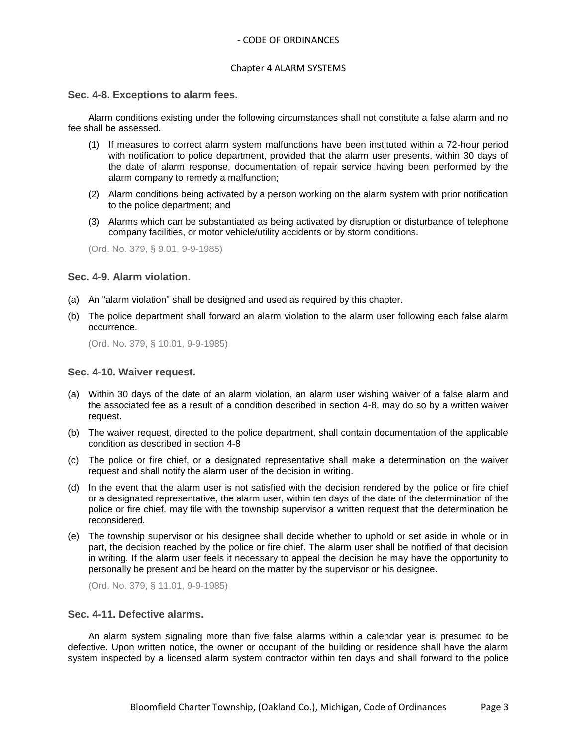### Sec. 4-8. Exceptions to alarm fees.

Alarm conditions existing under the following circumstances shall not constitute a false alarm and no fee shall be assessed.

(1) If measures to correct alarm system malfunctions have been instituted within a 72-hour period with notification to police department, provided that the alarm user presents, within 30 days of the date of alarm response, documentation of repair service having been performed by the alarm company to remedy a malfunction;

(2) Alarm conditions being activated by a person working on the alarm system with prior notification to the police department; and

(3) Alarms which can be substantiated as being activated by disruption or disturbance of telephone company facilities, or motor vehicle/utility accidents or by storm conditions.

(Ord. No. 379, § 9.01, 9-9-1985)

### Sec. 4-9. Alarm violation.

(a) An "alarm violation" shall be designed and used as required by this chapter.

(b) The police department shall forward an alarm violation to the alarm user following each false alarm occurrence.

(Ord. No. 379, § 10.01, 9-9-1985)

### Sec. 4-10. Waiver request.

(a) Within 30 days of the date of an alarm violation, an alarm user wishing waiver of a false alarm and the associated fee as a result of a condition described in section 4-8, may do so by a written waiver request.

(b) The waiver request, directed to the police department, shall contain documentation of the applicable condition as described in section 4-8

(c) The police or fire chief, or a designated representative shall make a determination on the waiver request and shall notify the alarm user of the decision in writing.

(d) In the event that the alarm user is not satisfied with the decision rendered by the police or fire chief or a designated representative, the alarm user, within ten days of the date of the determination of the police or fire chief, may file with the township supervisor a written request that the determination be reconsidered.

(e) The township supervisor or his designee shall decide whether to uphold or set aside in whole or in part, the decision reached by the police or fire chief. The alarm user shall be notified of that decision in writing. If the alarm user feels it necessary to appeal the decision he may have the opportunity to personally be present and be heard on the matter by the supervisor or his designee.

(Ord. No. 379, § 11.01, 9-9-1985)

### Sec. 4-11. Defective alarms.

An alarm system signaling more than five false alarms within a calendar year is presumed to be defective. Upon written notice, the owner or occupant of the building or residence shall have the alarm system inspected by a licensed alarm system contractor within ten days and shall forward to the police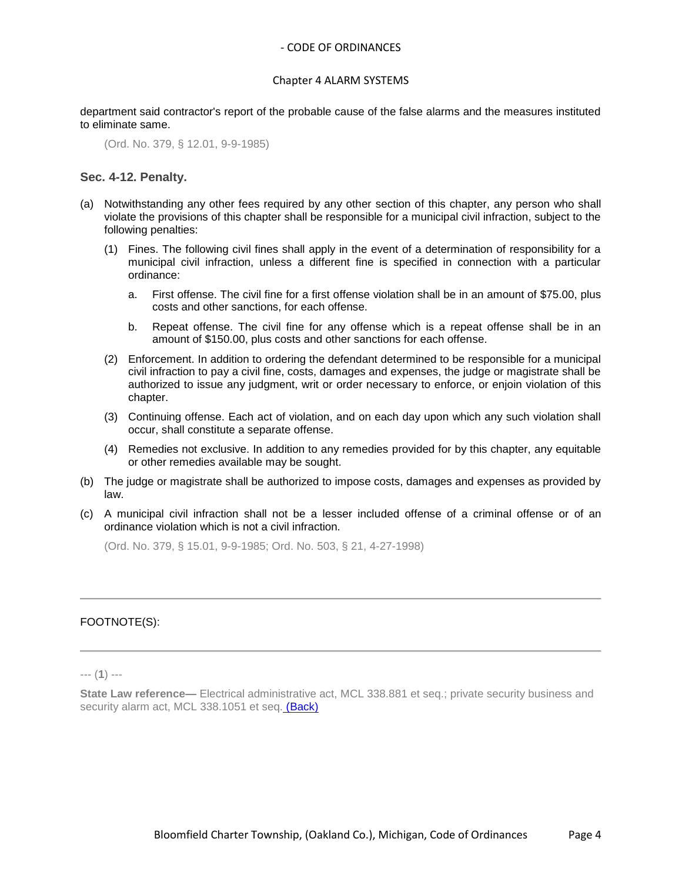department said contractor's report of the probable cause of the false alarms and the measures instituted to eliminate same.

(Ord. No. 379, § 12.01, 9-9-1985)

### Sec. 4-12. Penalty.

(a) Notwithstanding any other fees required by any other section of this chapter, any person who shall violate the provisions of this chapter shall be responsible for a municipal civil infraction, subject to the following penalties:

   (1) Fines. The following civil fines shall apply in the event of a determination of responsibility for a municipal civil infraction, unless a different fine is specified in connection with a particular ordinance:

      a. First offense. The civil fine for a first offense violation shall be in an amount of $75.00, plus costs and other sanctions, for each offense.

      b. Repeat offense. The civil fine for any offense which is a repeat offense shall be in an amount of $150.00, plus costs and other sanctions for each offense.

   (2) Enforcement. In addition to ordering the defendant determined to be responsible for a municipal civil infraction to pay a civil fine, costs, damages and expenses, the judge or magistrate shall be authorized to issue any judgment, writ or order necessary to enforce, or enjoin violation of this chapter.

   (3) Continuing offense. Each act of violation, and on each day upon which any such violation shall occur, shall constitute a separate offense.

   (4) Remedies not exclusive. In addition to any remedies provided for by this chapter, any equitable or other remedies available may be sought.

(b) The judge or magistrate shall be authorized to impose costs, damages and expenses as provided by law.

(c) A municipal civil infraction shall not be a lesser included offense of a criminal offense or of an ordinance violation which is not a civil infraction.

(Ord. No. 379, § 15.01, 9-9-1985; Ord. No. 503, § 21, 4-27-1998)

---

FOOTNOTE(S):

---

--- (**1**) ---

**State Law reference—** Electrical administrative act, MCL 338.881 et seq.; private security business and security alarm act, MCL 338.1051 et seq. (Back)